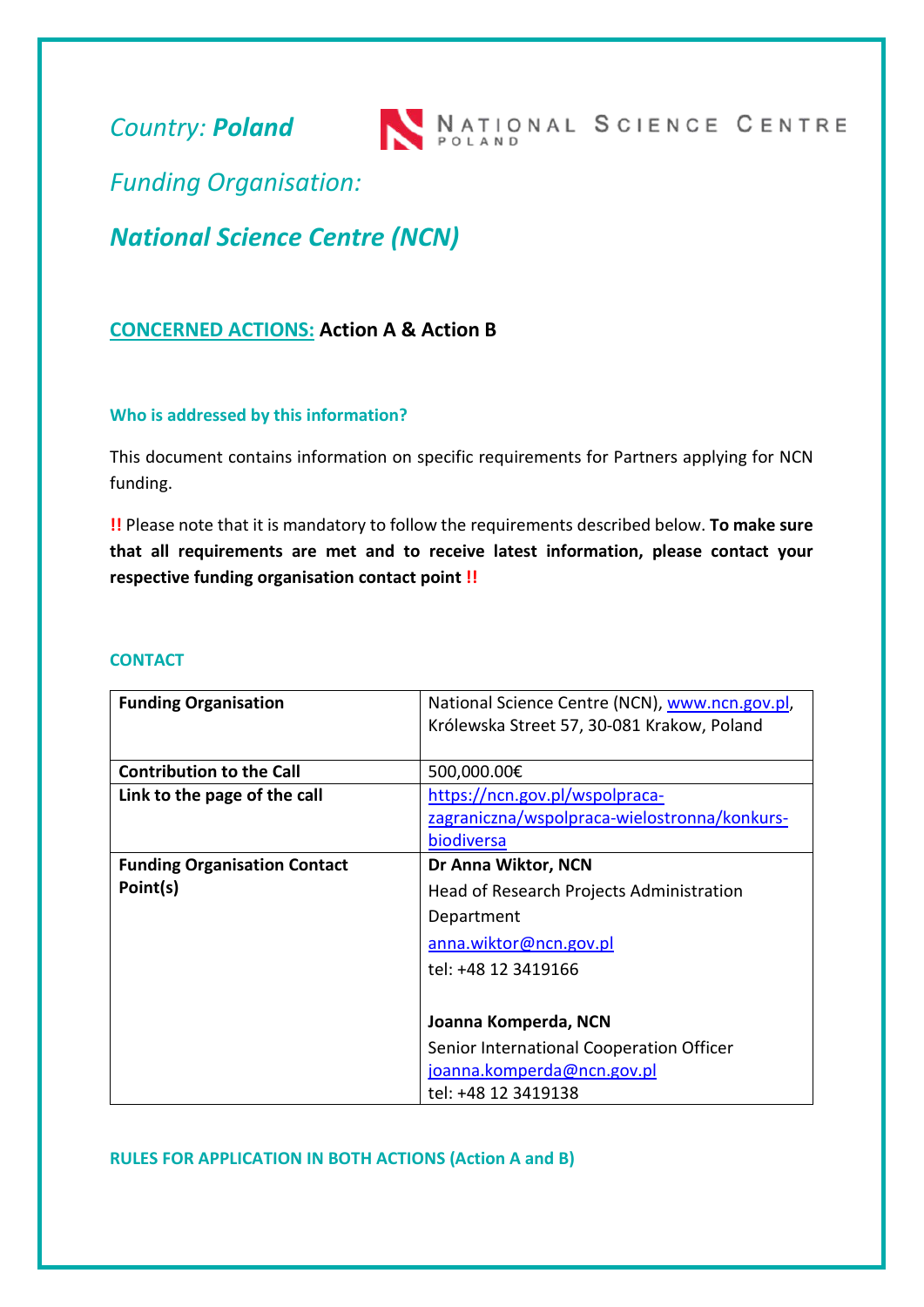*Country:* ***Poland***

*Funding Organisation:*

## *National Science Centre (NCN)*

**CONCERNED ACTIONS: Action A & Action B**

#### Who is addressed by this information?

This document contains information on specific requirements for Partners applying for NCN funding.

**!!** Please note that it is mandatory to follow the requirements described below. **To make sure that all requirements are met and to receive latest information, please contact your respective funding organisation contact point !!**

#### CONTACT

| | |
|---|---|
| **Funding Organisation** | National Science Centre (NCN), www.ncn.gov.pl, Królewska Street 57, 30-081 Krakow, Poland |
| **Contribution to the Call** | 500,000.00€ |
| **Link to the page of the call** | https://ncn.gov.pl/wspolpraca-zagraniczna/wspolpraca-wielostronna/konkurs-biodiversa |
| **Funding Organisation Contact Point(s)** | **Dr Anna Wiktor, NCN**<br>Head of Research Projects Administration Department<br>anna.wiktor@ncn.gov.pl<br>tel: +48 12 3419166<br><br>**Joanna Komperda, NCN**<br>Senior International Cooperation Officer<br>joanna.komperda@ncn.gov.pl<br>tel: +48 12 3419138 |

#### RULES FOR APPLICATION IN BOTH ACTIONS (Action A and B)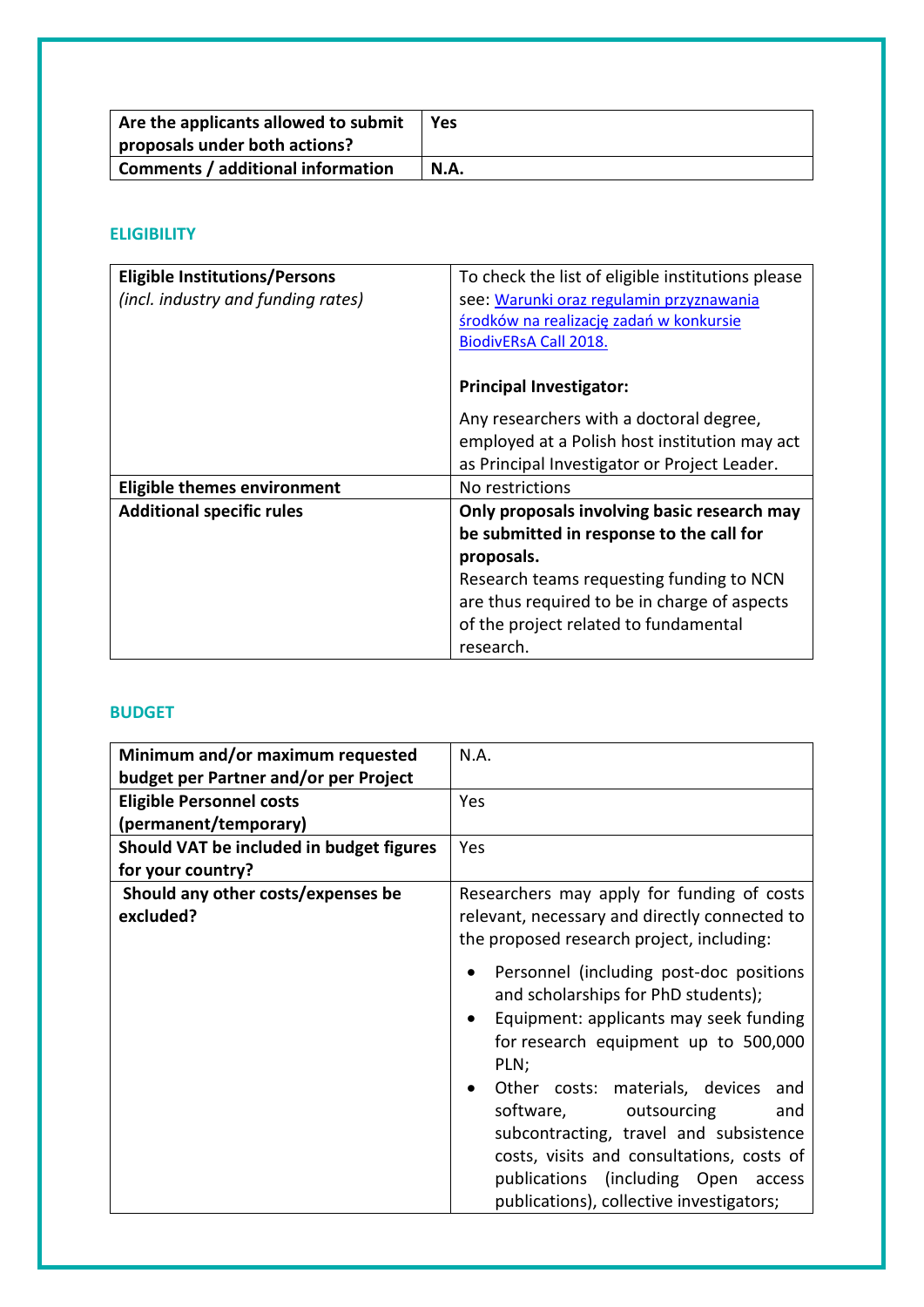| Are the applicants allowed to submit proposals under both actions? | Yes |
|---|---|
| Comments / additional information | N.A. |

## ELIGIBILITY

| Eligible Institutions/Persons *(incl. industry and funding rates)* | To check the list of eligible institutions please see: [Warunki oraz regulamin przyznawania środków na realizację zadań w konkursie BiodivERsA Call 2018.] <br><br> **Principal Investigator:** <br><br> Any researchers with a doctoral degree, employed at a Polish host institution may act as Principal Investigator or Project Leader. |
|---|---|
| **Eligible themes environment** | No restrictions |
| **Additional specific rules** | **Only proposals involving basic research may be submitted in response to the call for proposals.** <br> Research teams requesting funding to NCN are thus required to be in charge of aspects of the project related to fundamental research. |

## BUDGET

| Minimum and/or maximum requested budget per Partner and/or per Project | N.A. |
|---|---|
| **Eligible Personnel costs (permanent/temporary)** | Yes |
| **Should VAT be included in budget figures for your country?** | Yes |
| **Should any other costs/expenses be excluded?** | Researchers may apply for funding of costs relevant, necessary and directly connected to the proposed research project, including: <br><br> • Personnel (including post-doc positions and scholarships for PhD students); <br> • Equipment: applicants may seek funding for research equipment up to 500,000 PLN; <br> • Other costs: materials, devices and software, outsourcing and subcontracting, travel and subsistence costs, visits and consultations, costs of publications (including Open access publications), collective investigators; |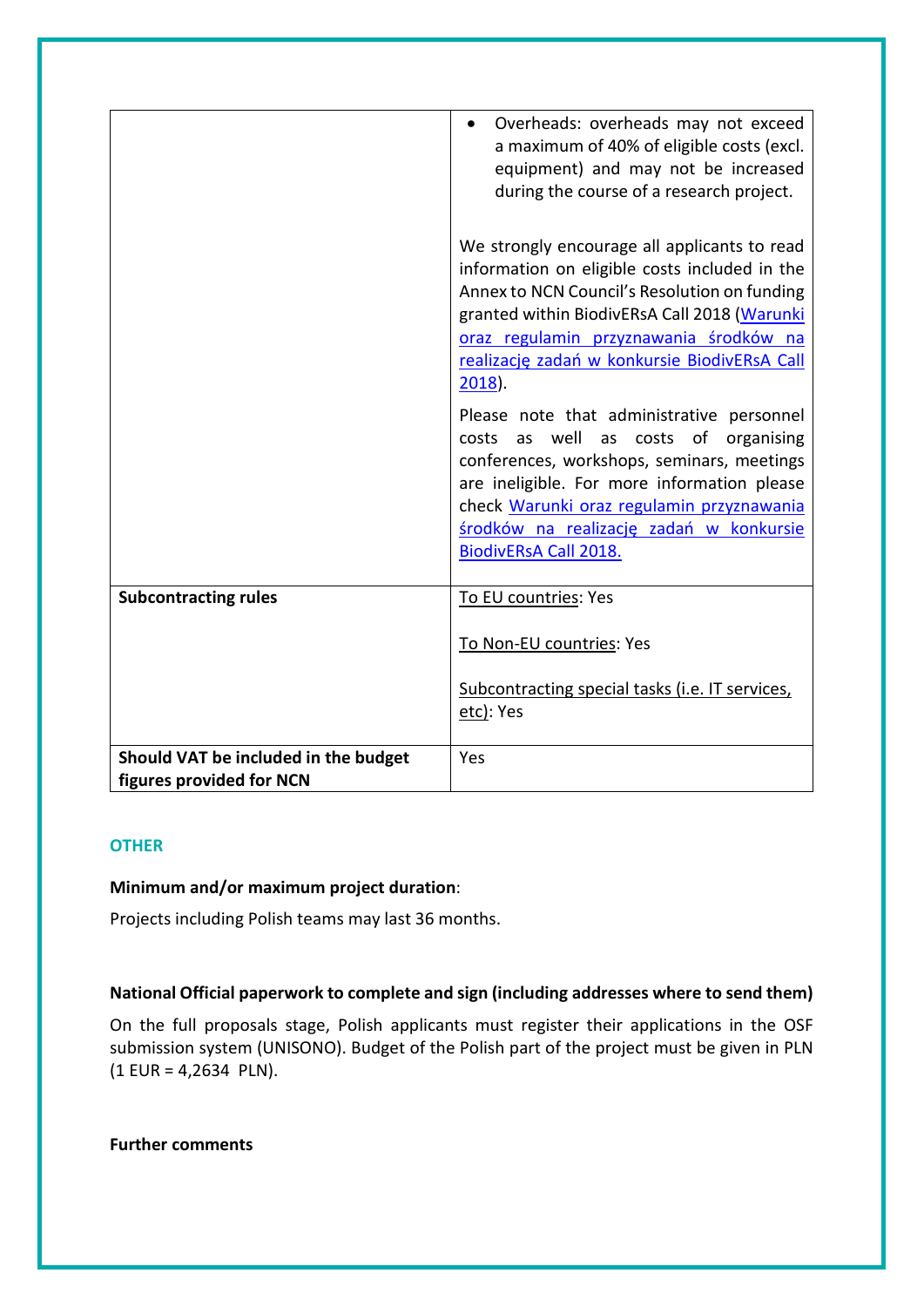| | |
|---|---|
| | • Overheads: overheads may not exceed a maximum of 40% of eligible costs (excl. equipment) and may not be increased during the course of a research project.<br><br>We strongly encourage all applicants to read information on eligible costs included in the Annex to NCN Council's Resolution on funding granted within BiodivERsA Call 2018 (Warunki oraz regulamin przyznawania środków na realizację zadań w konkursie BiodivERsA Call 2018).<br><br>Please note that administrative personnel costs as well as costs of organising conferences, workshops, seminars, meetings are ineligible. For more information please check Warunki oraz regulamin przyznawania środków na realizację zadań w konkursie BiodivERsA Call 2018. |
| **Subcontracting rules** | To EU countries: Yes<br><br>To Non-EU countries: Yes<br><br>Subcontracting special tasks (i.e. IT services, etc): Yes |
| **Should VAT be included in the budget figures provided for NCN** | Yes |

## OTHER

**Minimum and/or maximum project duration**:

Projects including Polish teams may last 36 months.

**National Official paperwork to complete and sign (including addresses where to send them)**

On the full proposals stage, Polish applicants must register their applications in the OSF submission system (UNISONO). Budget of the Polish part of the project must be given in PLN (1 EUR = 4,2634 PLN).

**Further comments**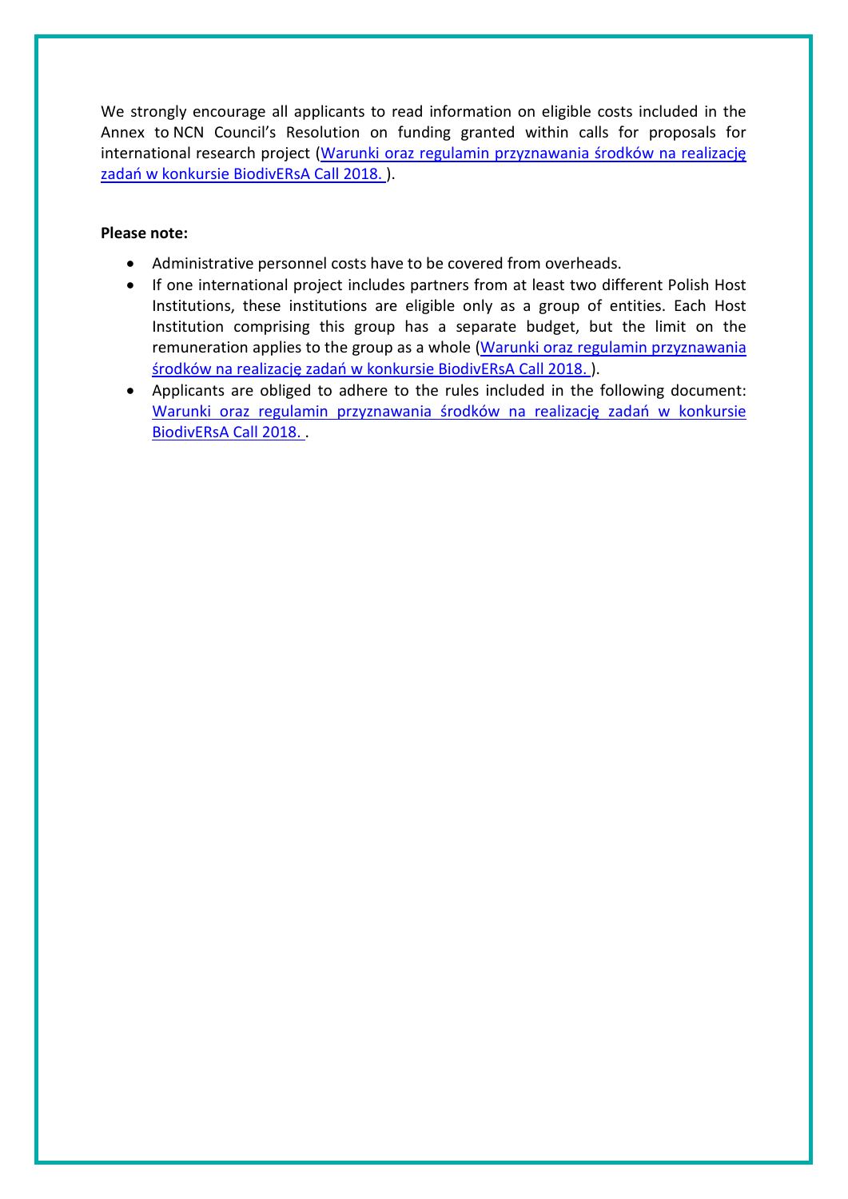We strongly encourage all applicants to read information on eligible costs included in the Annex to NCN Council's Resolution on funding granted within calls for proposals for international research project (Warunki oraz regulamin przyznawania środków na realizację zadań w konkursie BiodivERsA Call 2018. ).

**Please note:**

- Administrative personnel costs have to be covered from overheads.
- If one international project includes partners from at least two different Polish Host Institutions, these institutions are eligible only as a group of entities. Each Host Institution comprising this group has a separate budget, but the limit on the remuneration applies to the group as a whole (Warunki oraz regulamin przyznawania środków na realizację zadań w konkursie BiodivERsA Call 2018. ).
- Applicants are obliged to adhere to the rules included in the following document: Warunki oraz regulamin przyznawania środków na realizację zadań w konkursie BiodivERsA Call 2018. .